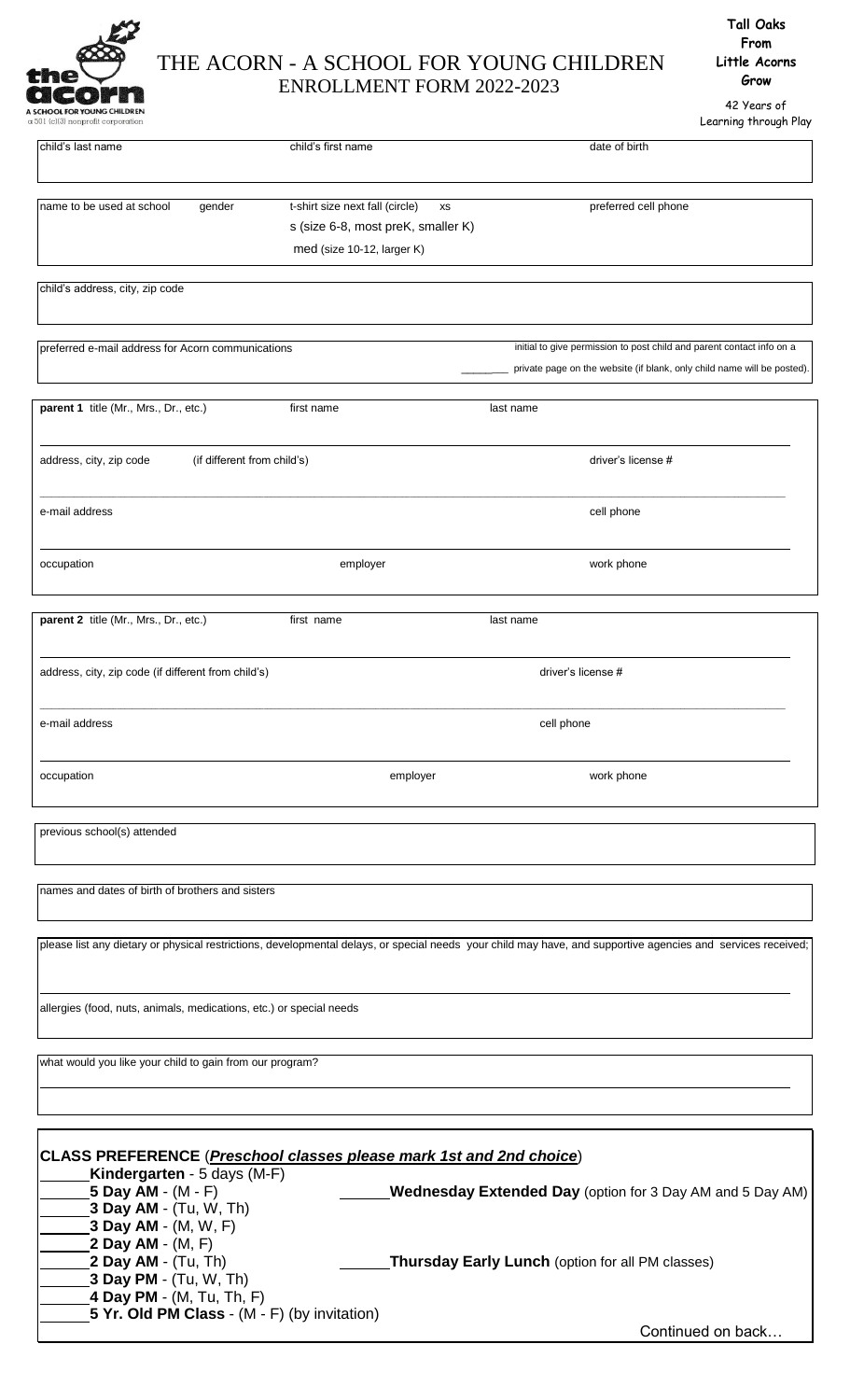the acorn
A SCHOOL FOR YOUNG CHILDREN
a 501 (c)(3) nonprofit corporation

# THE ACORN - A SCHOOL FOR YOUNG CHILDREN
## ENROLLMENT FORM 2022-2023

**Tall Oaks From Little Acorns Grow**

42 Years of Learning through Play

child's last name | child's first name | date of birth

name to be used at school | gender | t-shirt size next fall (circle) xs | s (size 6-8, most preK, smaller K) | med (size 10-12, larger K) | preferred cell phone

child's address, city, zip code

preferred e-mail address for Acorn communications

________ initial to give permission to post child and parent contact info on a private page on the website (if blank, only child name will be posted).

**parent 1** title (Mr., Mrs., Dr., etc.) | first name | last name

address, city, zip code (if different from child's) | driver's license #

e-mail address | cell phone

occupation | employer | work phone

**parent 2** title (Mr., Mrs., Dr., etc.) | first name | last name

address, city, zip code (if different from child's) | driver's license #

e-mail address | cell phone

occupation | employer | work phone

previous school(s) attended

names and dates of birth of brothers and sisters

please list any dietary or physical restrictions, developmental delays, or special needs your child may have, and supportive agencies and services received;

allergies (food, nuts, animals, medications, etc.) or special needs

what would you like your child to gain from our program?

**CLASS PREFERENCE** (***Preschool classes please mark 1st and 2nd choice***)

______**Kindergarten** - 5 days (M-F)
______**5 Day AM** - (M - F)
______**3 Day AM** - (Tu, W, Th)
______**3 Day AM** - (M, W, F)
______**2 Day AM** - (M, F)
______**2 Day AM** - (Tu, Th)
______**3 Day PM** - (Tu, W, Th)
______**4 Day PM** - (M, Tu, Th, F)
______**5 Yr. Old PM Class** - (M - F) (by invitation)

______**Wednesday Extended Day** (option for 3 Day AM and 5 Day AM)

______**Thursday Early Lunch** (option for all PM classes)

Continued on back…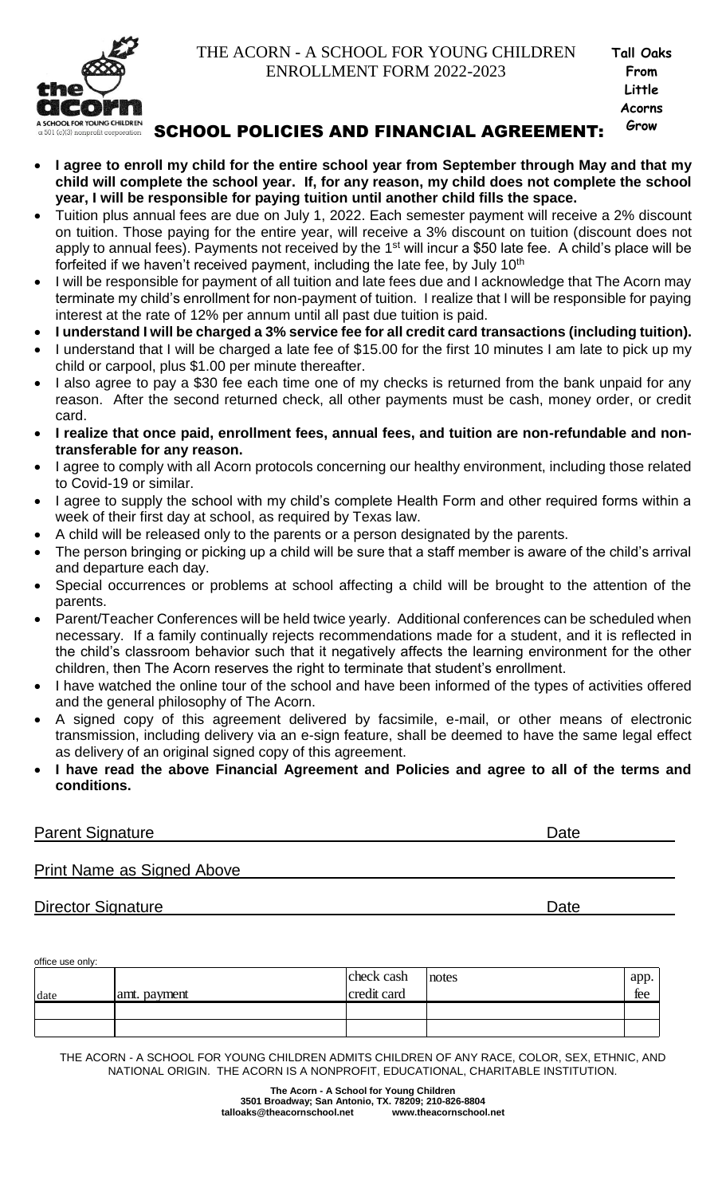THE ACORN - A SCHOOL FOR YOUNG CHILDREN
ENROLLMENT FORM 2022-2023

**Tall Oaks From Little Acorns Grow**

the acorn
A SCHOOL FOR YOUNG CHILDREN
a 501 (c)(3) nonprofit corporation

## SCHOOL POLICIES AND FINANCIAL AGREEMENT:

- **I agree to enroll my child for the entire school year from September through May and that my child will complete the school year. If, for any reason, my child does not complete the school year, I will be responsible for paying tuition until another child fills the space.**
- Tuition plus annual fees are due on July 1, 2022. Each semester payment will receive a 2% discount on tuition. Those paying for the entire year, will receive a 3% discount on tuition (discount does not apply to annual fees). Payments not received by the 1st will incur a $50 late fee. A child's place will be forfeited if we haven't received payment, including the late fee, by July 10th
- I will be responsible for payment of all tuition and late fees due and I acknowledge that The Acorn may terminate my child's enrollment for non-payment of tuition. I realize that I will be responsible for paying interest at the rate of 12% per annum until all past due tuition is paid.
- **I understand I will be charged a 3% service fee for all credit card transactions (including tuition).**
- I understand that I will be charged a late fee of $15.00 for the first 10 minutes I am late to pick up my child or carpool, plus $1.00 per minute thereafter.
- I also agree to pay a $30 fee each time one of my checks is returned from the bank unpaid for any reason. After the second returned check, all other payments must be cash, money order, or credit card.
- **I realize that once paid, enrollment fees, annual fees, and tuition are non-refundable and non-transferable for any reason.**
- I agree to comply with all Acorn protocols concerning our healthy environment, including those related to Covid-19 or similar.
- I agree to supply the school with my child's complete Health Form and other required forms within a week of their first day at school, as required by Texas law.
- A child will be released only to the parents or a person designated by the parents.
- The person bringing or picking up a child will be sure that a staff member is aware of the child's arrival and departure each day.
- Special occurrences or problems at school affecting a child will be brought to the attention of the parents.
- Parent/Teacher Conferences will be held twice yearly. Additional conferences can be scheduled when necessary. If a family continually rejects recommendations made for a student, and it is reflected in the child's classroom behavior such that it negatively affects the learning environment for the other children, then The Acorn reserves the right to terminate that student's enrollment.
- I have watched the online tour of the school and have been informed of the types of activities offered and the general philosophy of The Acorn.
- A signed copy of this agreement delivered by facsimile, e-mail, or other means of electronic transmission, including delivery via an e-sign feature, shall be deemed to have the same legal effect as delivery of an original signed copy of this agreement.
- **I have read the above Financial Agreement and Policies and agree to all of the terms and conditions.**

Parent Signature ________________________________________ Date __________

Print Name as Signed Above ________________________________________

Director Signature ________________________________________ Date __________

office use only:

| date | amt. payment | check cash credit card | notes | app. fee |
|---|---|---|---|---|
| | | | | |
| | | | | |

THE ACORN - A SCHOOL FOR YOUNG CHILDREN ADMITS CHILDREN OF ANY RACE, COLOR, SEX, ETHNIC, AND NATIONAL ORIGIN. THE ACORN IS A NONPROFIT, EDUCATIONAL, CHARITABLE INSTITUTION.

**The Acorn - A School for Young Children**
**3501 Broadway; San Antonio, TX. 78209; 210-826-8804**
**talloaks@theacornschool.net www.theacornschool.net**